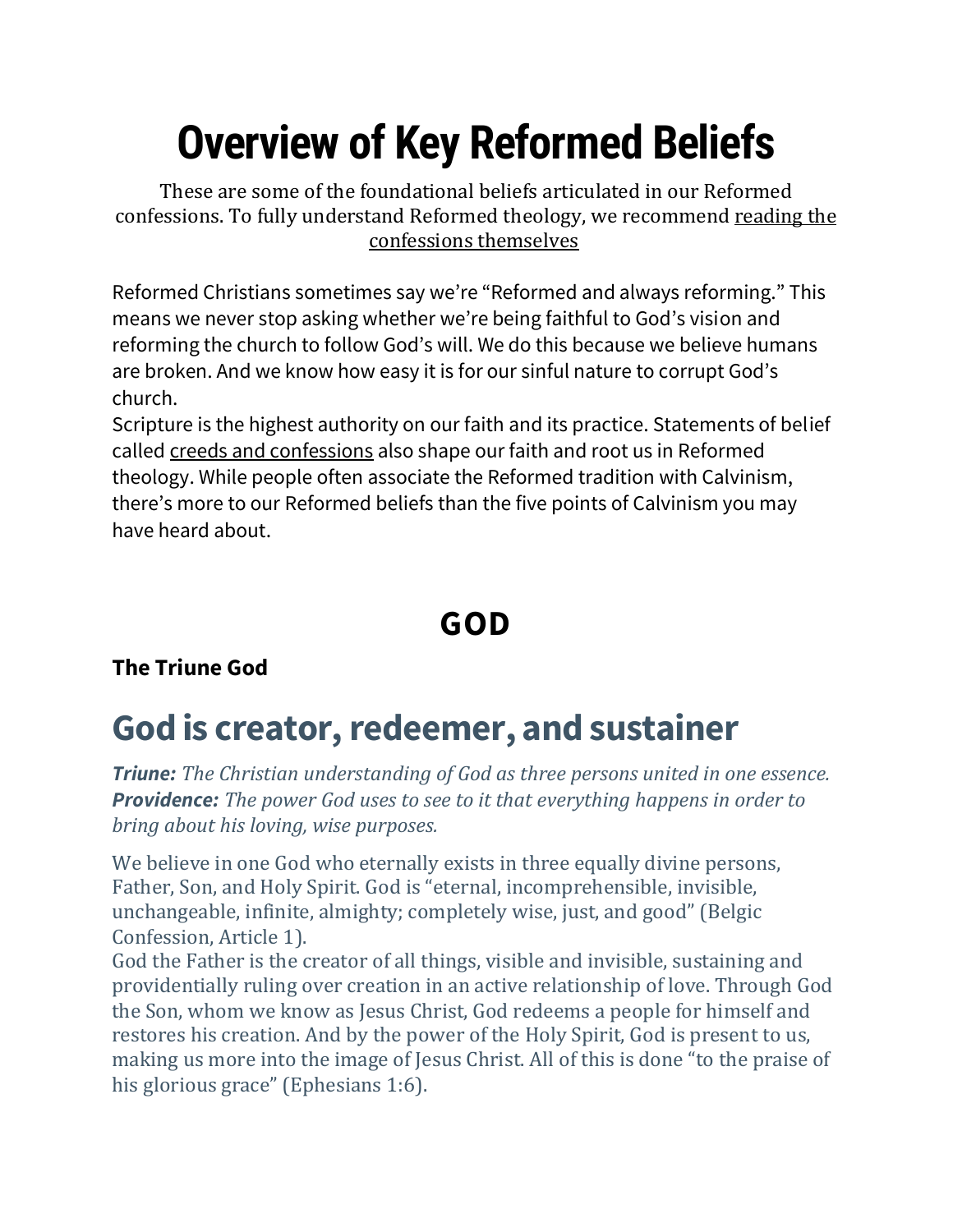# Overview of Key Reformed Beliefs

These are some of the foundational beliefs articulated in our Reformed confessions. To fully understand Reformed theology, we recommend reading the confessions themselves

Reformed Christians sometimes say we're "Reformed and always reforming." This means we never stop asking whether we're being faithful to God's vision and reforming the church to follow God's will. We do this because we believe humans are broken. And we know how easy it is for our sinful nature to corrupt God's church.

Scripture is the highest authority on our faith and its practice. Statements of belief called creeds and confessions also shape our faith and root us in Reformed theology. While people often associate the Reformed tradition with Calvinism, there's more to our Reformed beliefs than the five points of Calvinism you may have heard about.

## GOD

### The Triune God

## God is creator, redeemer, and sustainer

***Triune:*** *The Christian understanding of God as three persons united in one essence.*
***Providence:*** *The power God uses to see to it that everything happens in order to bring about his loving, wise purposes.*

We believe in one God who eternally exists in three equally divine persons, Father, Son, and Holy Spirit. God is "eternal, incomprehensible, invisible, unchangeable, infinite, almighty; completely wise, just, and good" (Belgic Confession, Article 1).

God the Father is the creator of all things, visible and invisible, sustaining and providentially ruling over creation in an active relationship of love. Through God the Son, whom we know as Jesus Christ, God redeems a people for himself and restores his creation. And by the power of the Holy Spirit, God is present to us, making us more into the image of Jesus Christ. All of this is done "to the praise of his glorious grace" (Ephesians 1:6).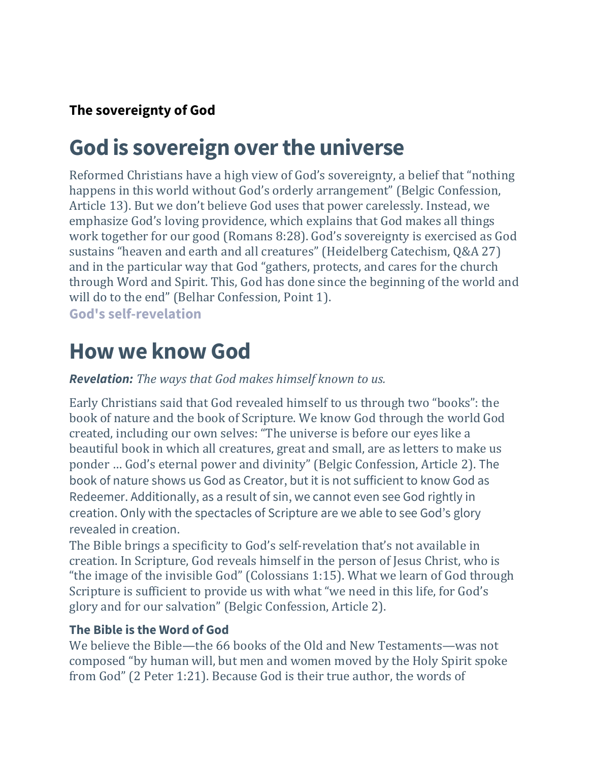**The sovereignty of God**

# God is sovereign over the universe

Reformed Christians have a high view of God's sovereignty, a belief that "nothing happens in this world without God's orderly arrangement" (Belgic Confession, Article 13). But we don't believe God uses that power carelessly. Instead, we emphasize God's loving providence, which explains that God makes all things work together for our good (Romans 8:28). God's sovereignty is exercised as God sustains "heaven and earth and all creatures" (Heidelberg Catechism, Q&A 27) and in the particular way that God "gathers, protects, and cares for the church through Word and Spirit. This, God has done since the beginning of the world and will do to the end" (Belhar Confession, Point 1).

**God's self-revelation**

# How we know God

***Revelation:*** *The ways that God makes himself known to us.*

Early Christians said that God revealed himself to us through two "books": the book of nature and the book of Scripture. We know God through the world God created, including our own selves: "The universe is before our eyes like a beautiful book in which all creatures, great and small, are as letters to make us ponder … God's eternal power and divinity" (Belgic Confession, Article 2). The book of nature shows us God as Creator, but it is not sufficient to know God as Redeemer. Additionally, as a result of sin, we cannot even see God rightly in creation. Only with the spectacles of Scripture are we able to see God's glory revealed in creation.

The Bible brings a specificity to God's self-revelation that's not available in creation. In Scripture, God reveals himself in the person of Jesus Christ, who is "the image of the invisible God" (Colossians 1:15). What we learn of God through Scripture is sufficient to provide us with what "we need in this life, for God's glory and for our salvation" (Belgic Confession, Article 2).

**The Bible is the Word of God**

We believe the Bible—the 66 books of the Old and New Testaments—was not composed "by human will, but men and women moved by the Holy Spirit spoke from God" (2 Peter 1:21). Because God is their true author, the words of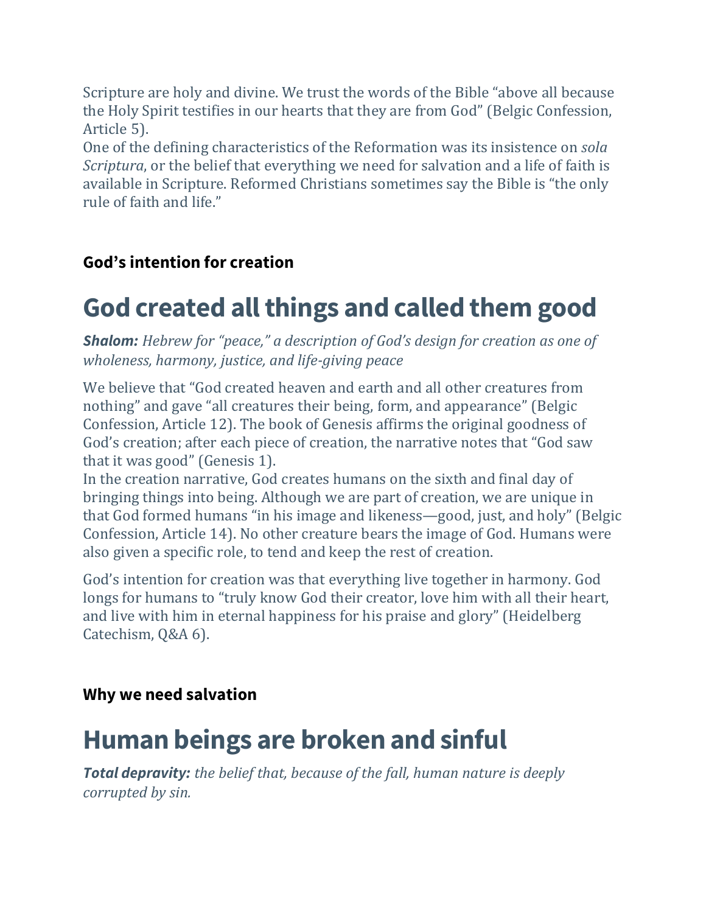Scripture are holy and divine. We trust the words of the Bible "above all because the Holy Spirit testifies in our hearts that they are from God" (Belgic Confession, Article 5).

One of the defining characteristics of the Reformation was its insistence on *sola Scriptura*, or the belief that everything we need for salvation and a life of faith is available in Scripture. Reformed Christians sometimes say the Bible is "the only rule of faith and life."

### God's intention for creation

# God created all things and called them good

***Shalom:*** *Hebrew for "peace," a description of God's design for creation as one of wholeness, harmony, justice, and life-giving peace*

We believe that "God created heaven and earth and all other creatures from nothing" and gave "all creatures their being, form, and appearance" (Belgic Confession, Article 12). The book of Genesis affirms the original goodness of God's creation; after each piece of creation, the narrative notes that "God saw that it was good" (Genesis 1).

In the creation narrative, God creates humans on the sixth and final day of bringing things into being. Although we are part of creation, we are unique in that God formed humans "in his image and likeness—good, just, and holy" (Belgic Confession, Article 14). No other creature bears the image of God. Humans were also given a specific role, to tend and keep the rest of creation.

God's intention for creation was that everything live together in harmony. God longs for humans to "truly know God their creator, love him with all their heart, and live with him in eternal happiness for his praise and glory" (Heidelberg Catechism, Q&A 6).

### Why we need salvation

# Human beings are broken and sinful

***Total depravity:*** *the belief that, because of the fall, human nature is deeply corrupted by sin.*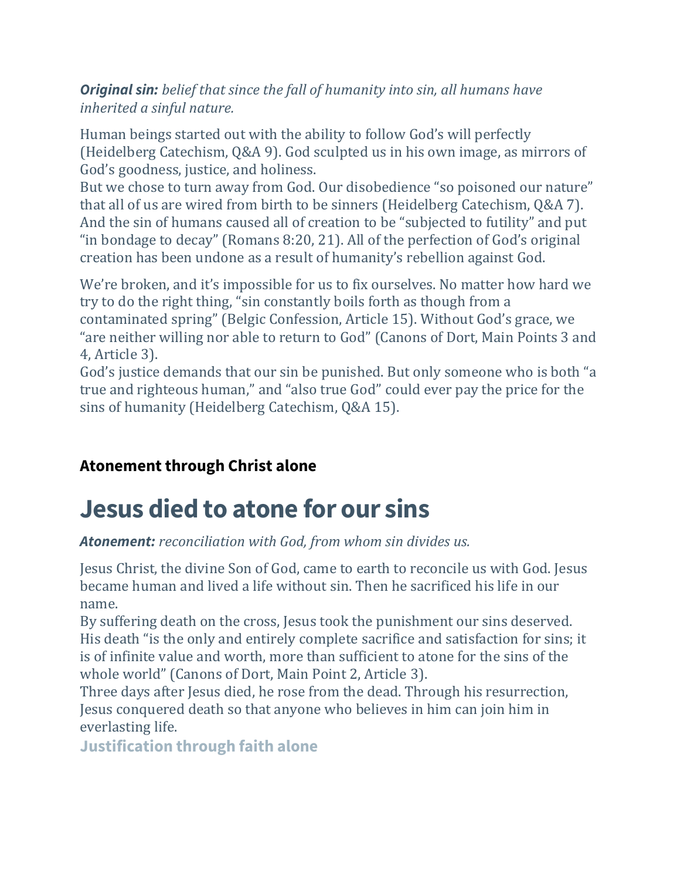***Original sin:*** *belief that since the fall of humanity into sin, all humans have inherited a sinful nature.*

Human beings started out with the ability to follow God's will perfectly (Heidelberg Catechism, Q&A 9). God sculpted us in his own image, as mirrors of God's goodness, justice, and holiness.
But we chose to turn away from God. Our disobedience "so poisoned our nature" that all of us are wired from birth to be sinners (Heidelberg Catechism, Q&A 7). And the sin of humans caused all of creation to be "subjected to futility" and put "in bondage to decay" (Romans 8:20, 21). All of the perfection of God's original creation has been undone as a result of humanity's rebellion against God.

We're broken, and it's impossible for us to fix ourselves. No matter how hard we try to do the right thing, "sin constantly boils forth as though from a contaminated spring" (Belgic Confession, Article 15). Without God's grace, we "are neither willing nor able to return to God" (Canons of Dort, Main Points 3 and 4, Article 3).
God's justice demands that our sin be punished. But only someone who is both "a true and righteous human," and "also true God" could ever pay the price for the sins of humanity (Heidelberg Catechism, Q&A 15).

### Atonement through Christ alone

# Jesus died to atone for our sins

***Atonement:*** *reconciliation with God, from whom sin divides us.*

Jesus Christ, the divine Son of God, came to earth to reconcile us with God. Jesus became human and lived a life without sin. Then he sacrificed his life in our name.
By suffering death on the cross, Jesus took the punishment our sins deserved. His death "is the only and entirely complete sacrifice and satisfaction for sins; it is of infinite value and worth, more than sufficient to atone for the sins of the whole world" (Canons of Dort, Main Point 2, Article 3).
Three days after Jesus died, he rose from the dead. Through his resurrection, Jesus conquered death so that anyone who believes in him can join him in everlasting life.

### Justification through faith alone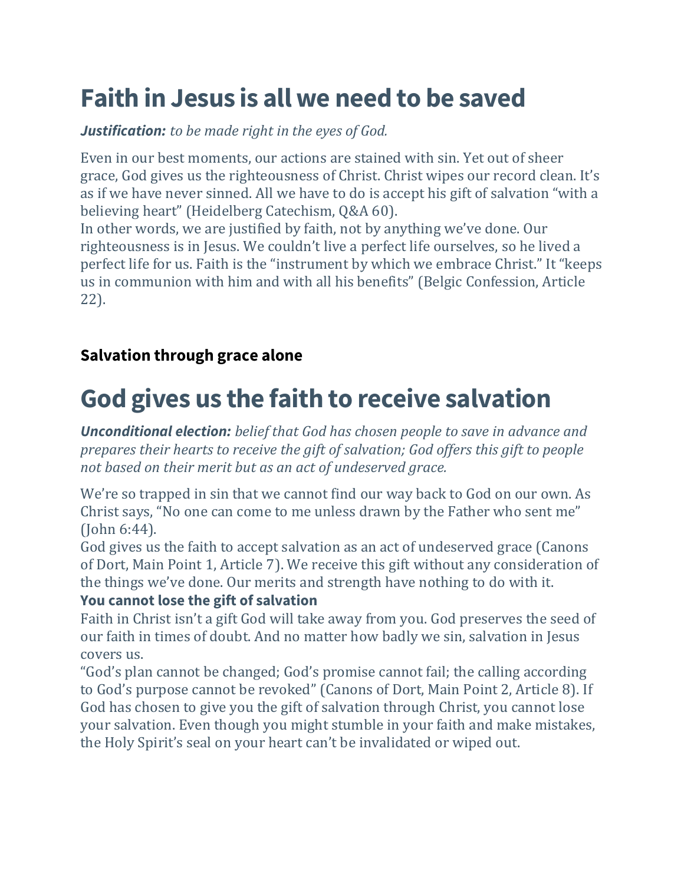# Faith in Jesus is all we need to be saved

***Justification:*** *to be made right in the eyes of God.*

Even in our best moments, our actions are stained with sin. Yet out of sheer grace, God gives us the righteousness of Christ. Christ wipes our record clean. It's as if we have never sinned. All we have to do is accept his gift of salvation "with a believing heart" (Heidelberg Catechism, Q&A 60).

In other words, we are justified by faith, not by anything we've done. Our righteousness is in Jesus. We couldn't live a perfect life ourselves, so he lived a perfect life for us. Faith is the "instrument by which we embrace Christ." It "keeps us in communion with him and with all his benefits" (Belgic Confession, Article 22).

### Salvation through grace alone

# God gives us the faith to receive salvation

***Unconditional election:*** *belief that God has chosen people to save in advance and prepares their hearts to receive the gift of salvation; God offers this gift to people not based on their merit but as an act of undeserved grace.*

We're so trapped in sin that we cannot find our way back to God on our own. As Christ says, "No one can come to me unless drawn by the Father who sent me" (John 6:44).

God gives us the faith to accept salvation as an act of undeserved grace (Canons of Dort, Main Point 1, Article 7). We receive this gift without any consideration of the things we've done. Our merits and strength have nothing to do with it.

**You cannot lose the gift of salvation**

Faith in Christ isn't a gift God will take away from you. God preserves the seed of our faith in times of doubt. And no matter how badly we sin, salvation in Jesus covers us.

"God's plan cannot be changed; God's promise cannot fail; the calling according to God's purpose cannot be revoked" (Canons of Dort, Main Point 2, Article 8). If God has chosen to give you the gift of salvation through Christ, you cannot lose your salvation. Even though you might stumble in your faith and make mistakes, the Holy Spirit's seal on your heart can't be invalidated or wiped out.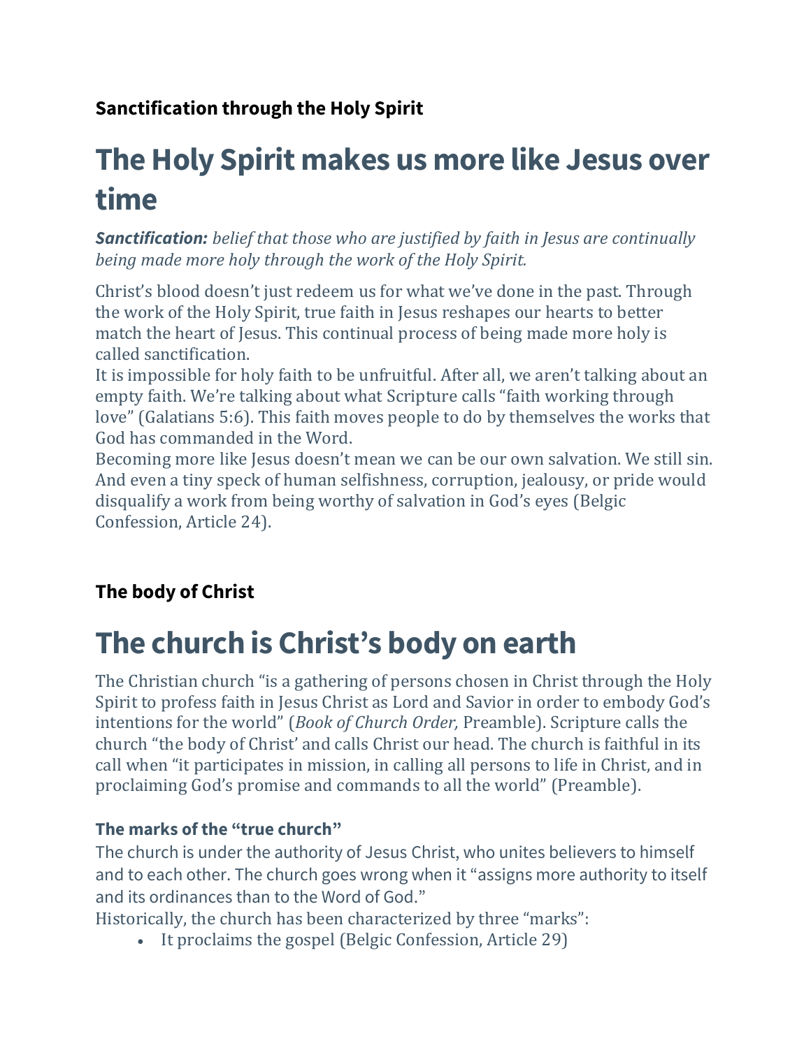### Sanctification through the Holy Spirit

# The Holy Spirit makes us more like Jesus over time

***Sanctification:*** *belief that those who are justified by faith in Jesus are continually being made more holy through the work of the Holy Spirit.*

Christ's blood doesn't just redeem us for what we've done in the past. Through the work of the Holy Spirit, true faith in Jesus reshapes our hearts to better match the heart of Jesus. This continual process of being made more holy is called sanctification.

It is impossible for holy faith to be unfruitful. After all, we aren't talking about an empty faith. We're talking about what Scripture calls "faith working through love" (Galatians 5:6). This faith moves people to do by themselves the works that God has commanded in the Word.

Becoming more like Jesus doesn't mean we can be our own salvation. We still sin. And even a tiny speck of human selfishness, corruption, jealousy, or pride would disqualify a work from being worthy of salvation in God's eyes (Belgic Confession, Article 24).

### The body of Christ

# The church is Christ's body on earth

The Christian church "is a gathering of persons chosen in Christ through the Holy Spirit to profess faith in Jesus Christ as Lord and Savior in order to embody God's intentions for the world" (*Book of Church Order,* Preamble). Scripture calls the church "the body of Christ' and calls Christ our head. The church is faithful in its call when "it participates in mission, in calling all persons to life in Christ, and in proclaiming God's promise and commands to all the world" (Preamble).

#### The marks of the "true church"

The church is under the authority of Jesus Christ, who unites believers to himself and to each other. The church goes wrong when it "assigns more authority to itself and its ordinances than to the Word of God."

Historically, the church has been characterized by three "marks":

- It proclaims the gospel (Belgic Confession, Article 29)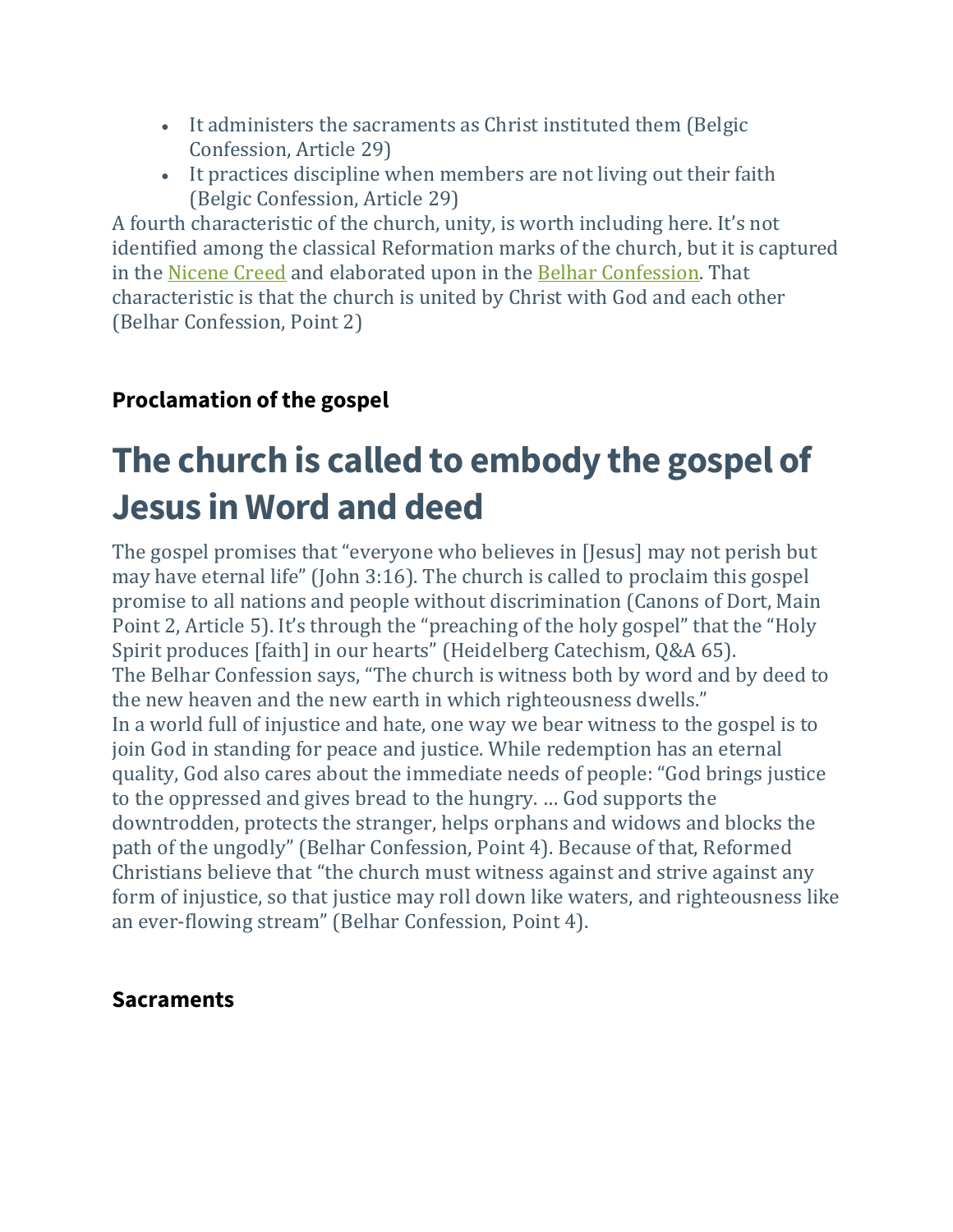- It administers the sacraments as Christ instituted them (Belgic Confession, Article 29)
- It practices discipline when members are not living out their faith (Belgic Confession, Article 29)

A fourth characteristic of the church, unity, is worth including here. It's not identified among the classical Reformation marks of the church, but it is captured in the Nicene Creed and elaborated upon in the Belhar Confession. That characteristic is that the church is united by Christ with God and each other (Belhar Confession, Point 2)

### Proclamation of the gospel

# The church is called to embody the gospel of Jesus in Word and deed

The gospel promises that "everyone who believes in [Jesus] may not perish but may have eternal life" (John 3:16). The church is called to proclaim this gospel promise to all nations and people without discrimination (Canons of Dort, Main Point 2, Article 5). It's through the "preaching of the holy gospel" that the "Holy Spirit produces [faith] in our hearts" (Heidelberg Catechism, Q&A 65).

The Belhar Confession says, "The church is witness both by word and by deed to the new heaven and the new earth in which righteousness dwells."

In a world full of injustice and hate, one way we bear witness to the gospel is to join God in standing for peace and justice. While redemption has an eternal quality, God also cares about the immediate needs of people: "God brings justice to the oppressed and gives bread to the hungry. … God supports the downtrodden, protects the stranger, helps orphans and widows and blocks the path of the ungodly" (Belhar Confession, Point 4). Because of that, Reformed Christians believe that "the church must witness against and strive against any form of injustice, so that justice may roll down like waters, and righteousness like an ever-flowing stream" (Belhar Confession, Point 4).

### Sacraments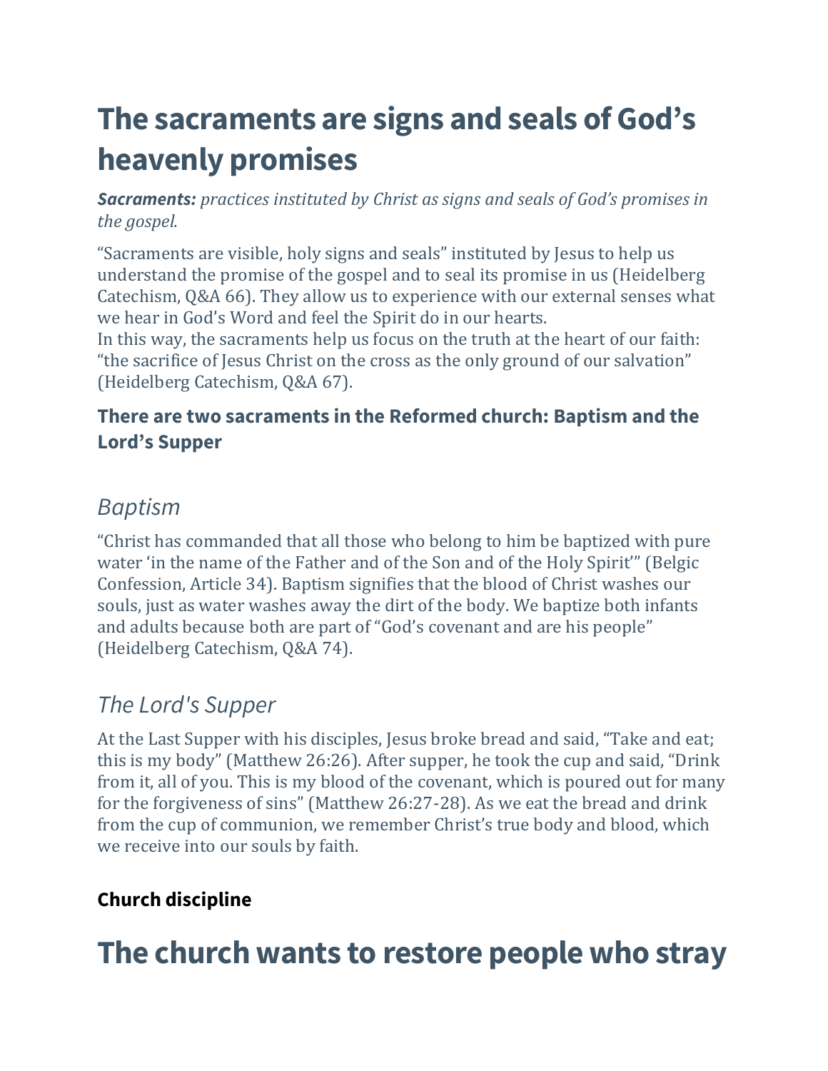# The sacraments are signs and seals of God's heavenly promises

***Sacraments:*** *practices instituted by Christ as signs and seals of God's promises in the gospel.*

"Sacraments are visible, holy signs and seals" instituted by Jesus to help us understand the promise of the gospel and to seal its promise in us (Heidelberg Catechism, Q&A 66). They allow us to experience with our external senses what we hear in God's Word and feel the Spirit do in our hearts.
In this way, the sacraments help us focus on the truth at the heart of our faith: "the sacrifice of Jesus Christ on the cross as the only ground of our salvation" (Heidelberg Catechism, Q&A 67).

### There are two sacraments in the Reformed church: Baptism and the Lord's Supper

## *Baptism*

"Christ has commanded that all those who belong to him be baptized with pure water 'in the name of the Father and of the Son and of the Holy Spirit'" (Belgic Confession, Article 34). Baptism signifies that the blood of Christ washes our souls, just as water washes away the dirt of the body. We baptize both infants and adults because both are part of "God's covenant and are his people" (Heidelberg Catechism, Q&A 74).

## *The Lord's Supper*

At the Last Supper with his disciples, Jesus broke bread and said, "Take and eat; this is my body" (Matthew 26:26). After supper, he took the cup and said, "Drink from it, all of you. This is my blood of the covenant, which is poured out for many for the forgiveness of sins" (Matthew 26:27-28). As we eat the bread and drink from the cup of communion, we remember Christ's true body and blood, which we receive into our souls by faith.

### Church discipline

# The church wants to restore people who stray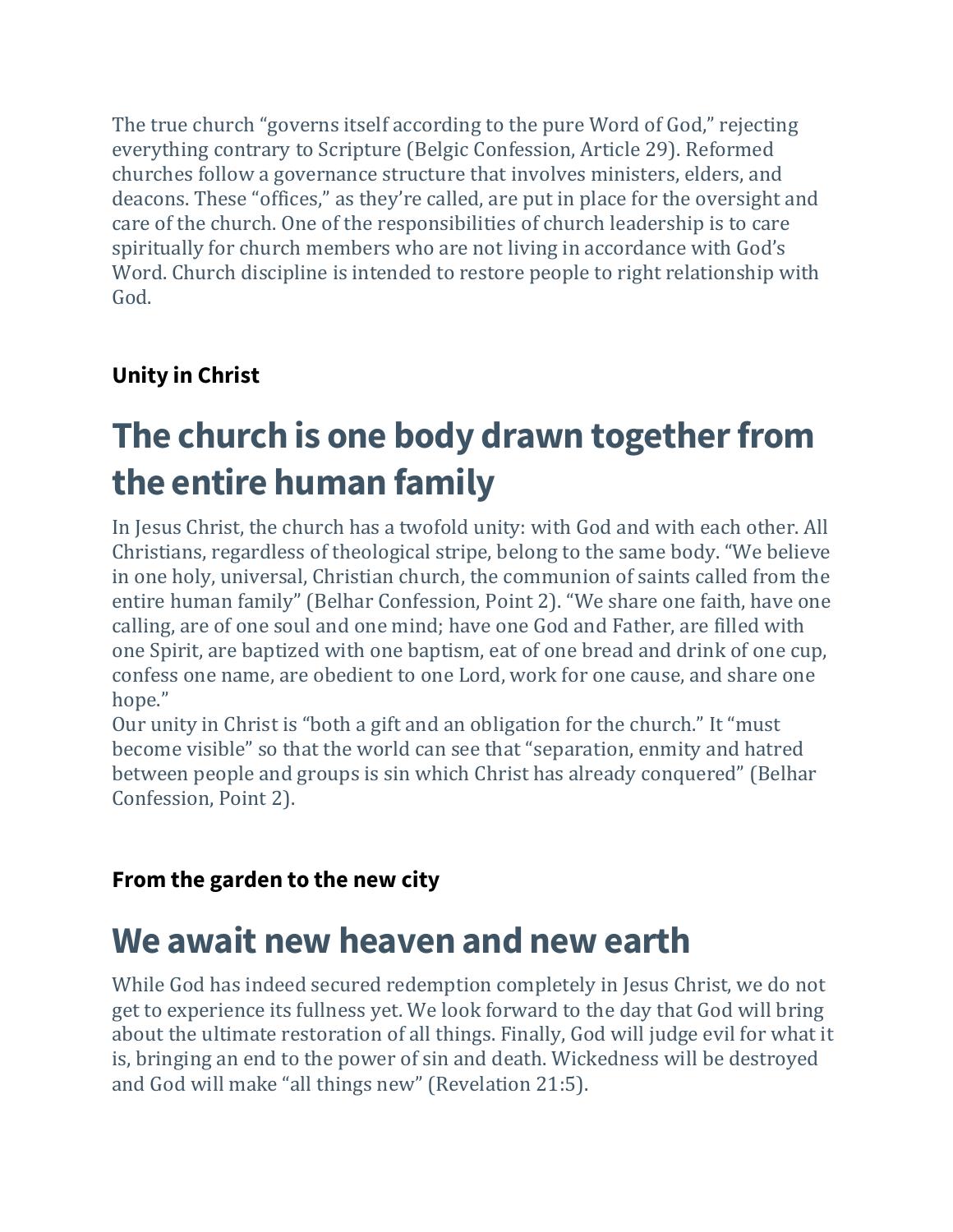The true church "governs itself according to the pure Word of God," rejecting everything contrary to Scripture (Belgic Confession, Article 29). Reformed churches follow a governance structure that involves ministers, elders, and deacons. These "offices," as they're called, are put in place for the oversight and care of the church. One of the responsibilities of church leadership is to care spiritually for church members who are not living in accordance with God's Word. Church discipline is intended to restore people to right relationship with God.

**Unity in Christ**

# The church is one body drawn together from the entire human family

In Jesus Christ, the church has a twofold unity: with God and with each other. All Christians, regardless of theological stripe, belong to the same body. "We believe in one holy, universal, Christian church, the communion of saints called from the entire human family" (Belhar Confession, Point 2). "We share one faith, have one calling, are of one soul and one mind; have one God and Father, are filled with one Spirit, are baptized with one baptism, eat of one bread and drink of one cup, confess one name, are obedient to one Lord, work for one cause, and share one hope."

Our unity in Christ is "both a gift and an obligation for the church." It "must become visible" so that the world can see that "separation, enmity and hatred between people and groups is sin which Christ has already conquered" (Belhar Confession, Point 2).

**From the garden to the new city**

# We await new heaven and new earth

While God has indeed secured redemption completely in Jesus Christ, we do not get to experience its fullness yet. We look forward to the day that God will bring about the ultimate restoration of all things. Finally, God will judge evil for what it is, bringing an end to the power of sin and death. Wickedness will be destroyed and God will make "all things new" (Revelation 21:5).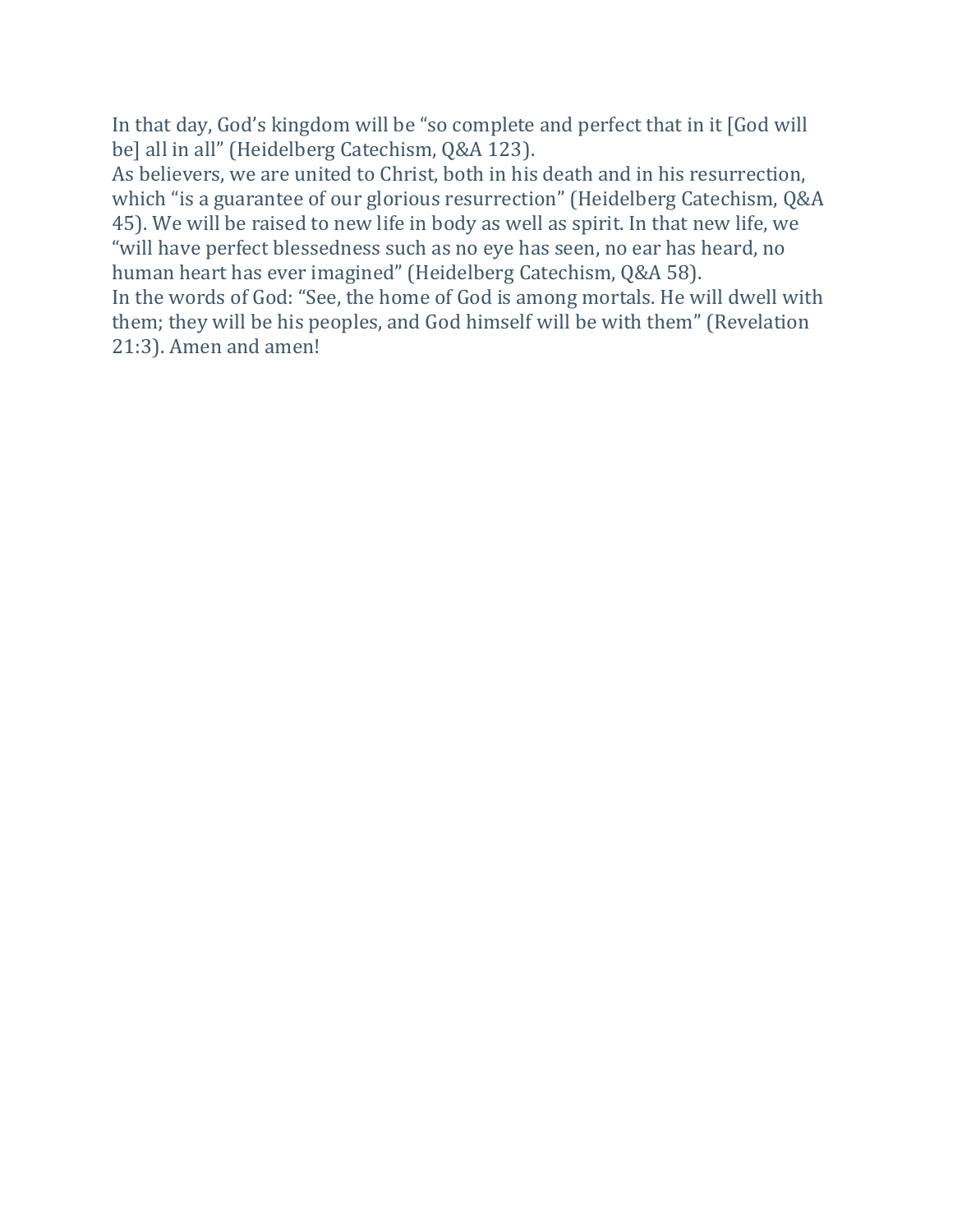In that day, God's kingdom will be "so complete and perfect that in it [God will be] all in all" (Heidelberg Catechism, Q&A 123).

As believers, we are united to Christ, both in his death and in his resurrection, which "is a guarantee of our glorious resurrection" (Heidelberg Catechism, Q&A 45). We will be raised to new life in body as well as spirit. In that new life, we "will have perfect blessedness such as no eye has seen, no ear has heard, no human heart has ever imagined" (Heidelberg Catechism, Q&A 58).

In the words of God: "See, the home of God is among mortals. He will dwell with them; they will be his peoples, and God himself will be with them" (Revelation 21:3). Amen and amen!